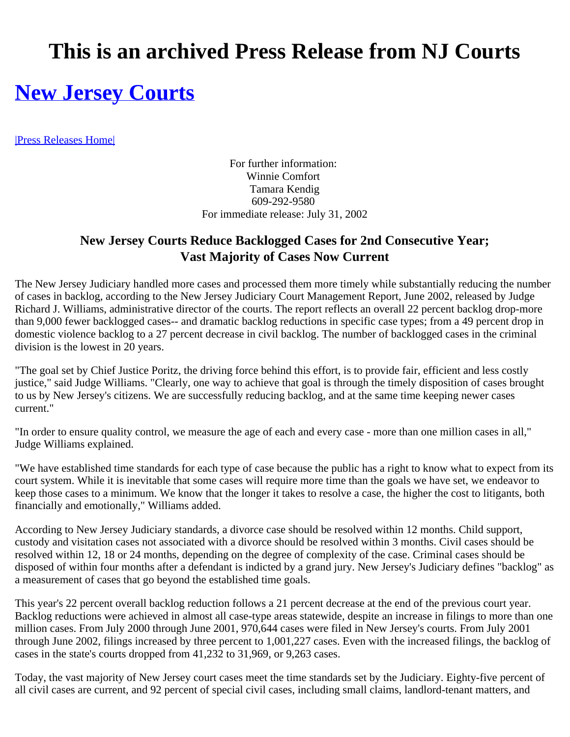# This is an archived Press Release from NJ Courts

# New Jersey Courts

|Press Releases Home|

For further information:
Winnie Comfort
Tamara Kendig
609-292-9580
For immediate release: July 31, 2002

### New Jersey Courts Reduce Backlogged Cases for 2nd Consecutive Year; Vast Majority of Cases Now Current

The New Jersey Judiciary handled more cases and processed them more timely while substantially reducing the number of cases in backlog, according to the New Jersey Judiciary Court Management Report, June 2002, released by Judge Richard J. Williams, administrative director of the courts. The report reflects an overall 22 percent backlog drop-more than 9,000 fewer backlogged cases-- and dramatic backlog reductions in specific case types; from a 49 percent drop in domestic violence backlog to a 27 percent decrease in civil backlog. The number of backlogged cases in the criminal division is the lowest in 20 years.

"The goal set by Chief Justice Poritz, the driving force behind this effort, is to provide fair, efficient and less costly justice," said Judge Williams. "Clearly, one way to achieve that goal is through the timely disposition of cases brought to us by New Jersey's citizens. We are successfully reducing backlog, and at the same time keeping newer cases current."

"In order to ensure quality control, we measure the age of each and every case - more than one million cases in all," Judge Williams explained.

"We have established time standards for each type of case because the public has a right to know what to expect from its court system. While it is inevitable that some cases will require more time than the goals we have set, we endeavor to keep those cases to a minimum. We know that the longer it takes to resolve a case, the higher the cost to litigants, both financially and emotionally," Williams added.

According to New Jersey Judiciary standards, a divorce case should be resolved within 12 months. Child support, custody and visitation cases not associated with a divorce should be resolved within 3 months. Civil cases should be resolved within 12, 18 or 24 months, depending on the degree of complexity of the case. Criminal cases should be disposed of within four months after a defendant is indicted by a grand jury. New Jersey's Judiciary defines "backlog" as a measurement of cases that go beyond the established time goals.

This year's 22 percent overall backlog reduction follows a 21 percent decrease at the end of the previous court year. Backlog reductions were achieved in almost all case-type areas statewide, despite an increase in filings to more than one million cases. From July 2000 through June 2001, 970,644 cases were filed in New Jersey's courts. From July 2001 through June 2002, filings increased by three percent to 1,001,227 cases. Even with the increased filings, the backlog of cases in the state's courts dropped from 41,232 to 31,969, or 9,263 cases.

Today, the vast majority of New Jersey court cases meet the time standards set by the Judiciary. Eighty-five percent of all civil cases are current, and 92 percent of special civil cases, including small claims, landlord-tenant matters, and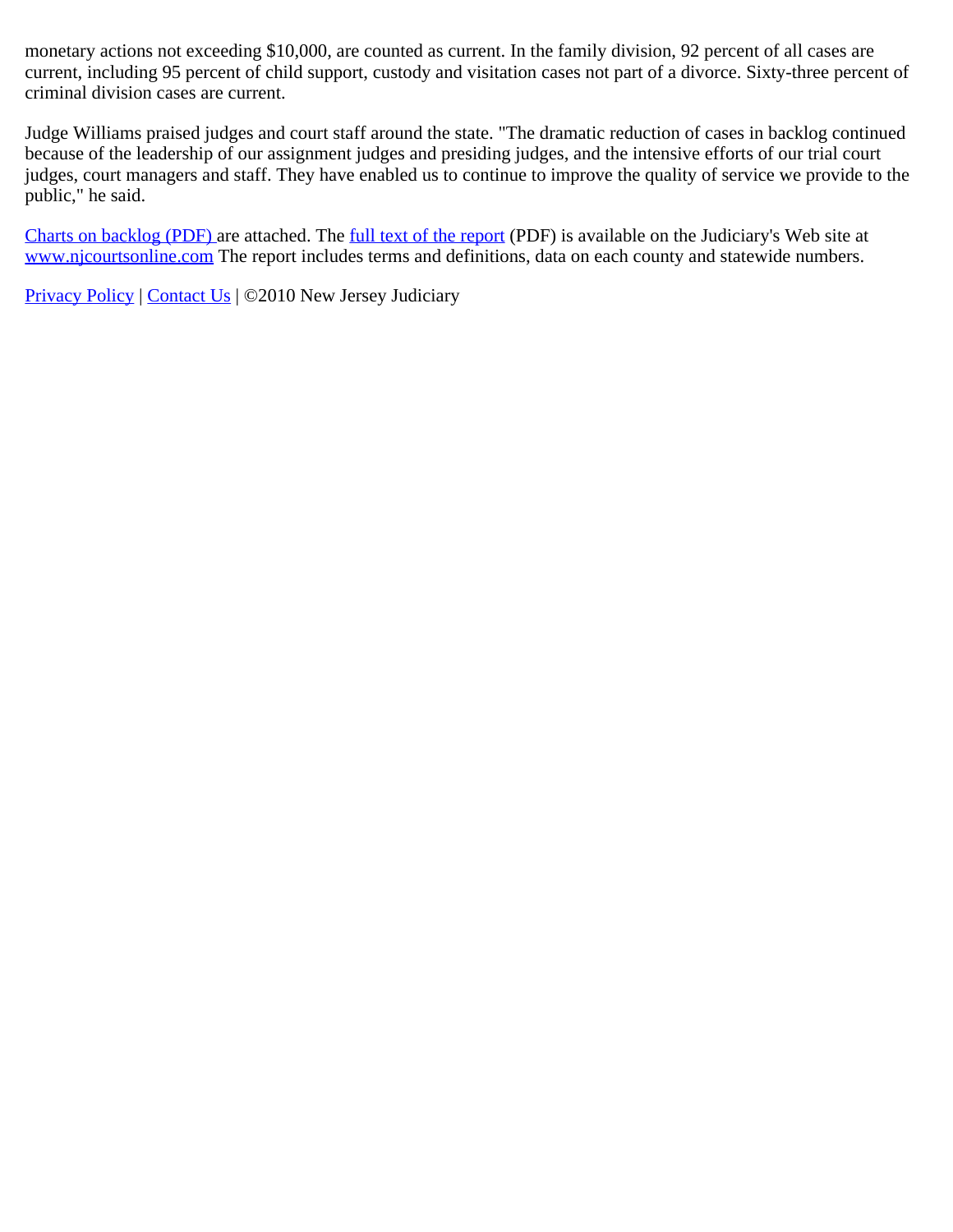monetary actions not exceeding $10,000, are counted as current. In the family division, 92 percent of all cases are current, including 95 percent of child support, custody and visitation cases not part of a divorce. Sixty-three percent of criminal division cases are current.

Judge Williams praised judges and court staff around the state. "The dramatic reduction of cases in backlog continued because of the leadership of our assignment judges and presiding judges, and the intensive efforts of our trial court judges, court managers and staff. They have enabled us to continue to improve the quality of service we provide to the public," he said.

Charts on backlog (PDF) are attached. The full text of the report (PDF) is available on the Judiciary's Web site at www.njcourtsonline.com The report includes terms and definitions, data on each county and statewide numbers.

Privacy Policy | Contact Us | ©2010 New Jersey Judiciary